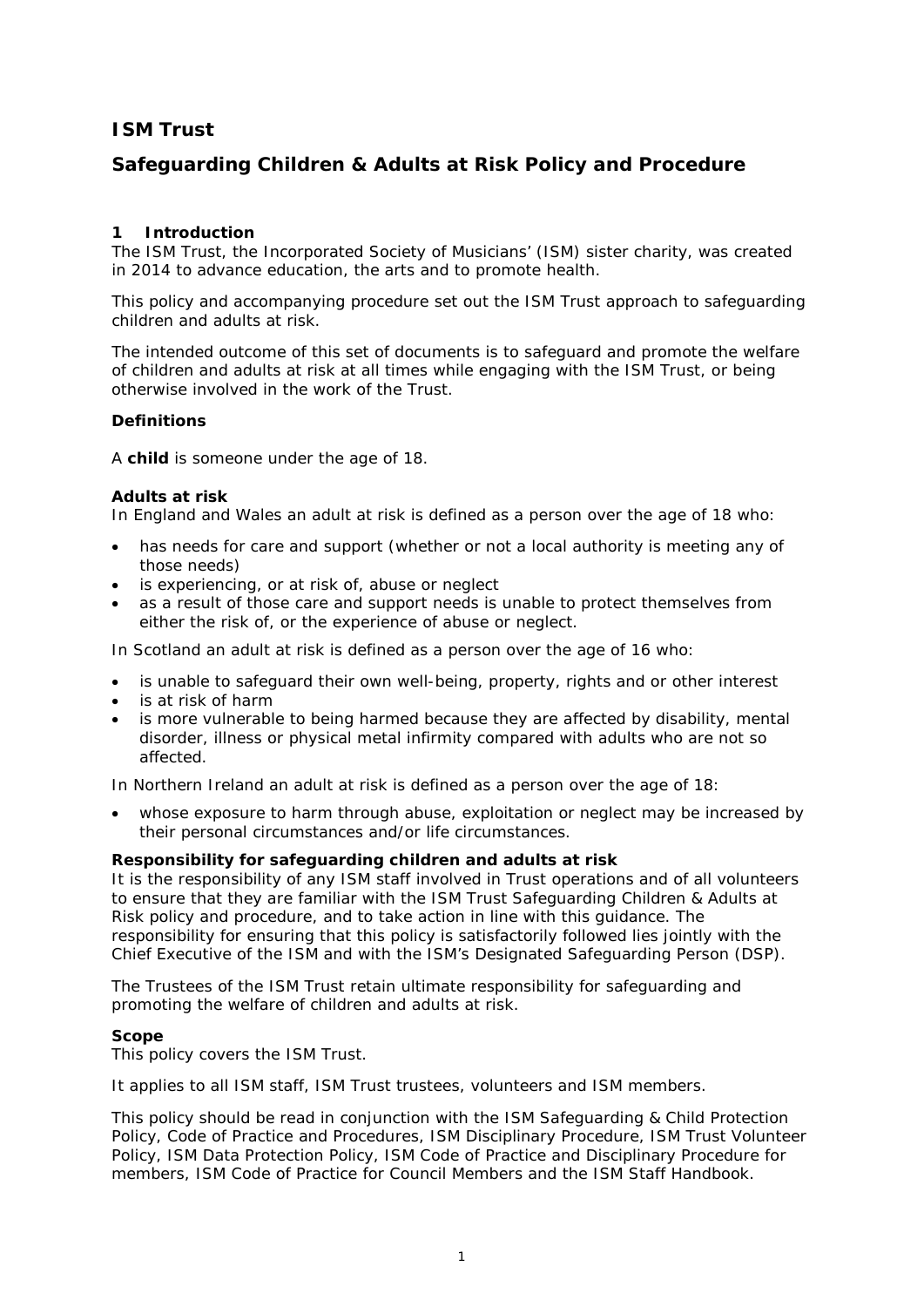# ISM Trust

# Safeguarding Children & Adults at Risk Policy and Procedure

## 1 Introduction

The ISM Trust, the Incorporated Society of Musicians' (ISM) sister charity, was created in 2014 to advance education, the arts and to promote health.

This policy and accompanying procedure set out the ISM Trust approach to safeguarding children and adults at risk.

The intended outcome of this set of documents is to safeguard and promote the welfare of children and adults at risk at all times while engaging with the ISM Trust, or being otherwise involved in the work of the Trust.

### Definitions

A **child** is someone under the age of 18.

**Adults at risk**

In England and Wales an adult at risk is defined as a person over the age of 18 who:

- has needs for care and support (whether or not a local authority is meeting any of those needs)
- is experiencing, or at risk of, abuse or neglect
- as a result of those care and support needs is unable to protect themselves from either the risk of, or the experience of abuse or neglect.

In Scotland an adult at risk is defined as a person over the age of 16 who:

- is unable to safeguard their own well-being, property, rights and or other interest
- is at risk of harm
- is more vulnerable to being harmed because they are affected by disability, mental disorder, illness or physical metal infirmity compared with adults who are not so affected.

In Northern Ireland an adult at risk is defined as a person over the age of 18:

- whose exposure to harm through abuse, exploitation or neglect may be increased by their personal circumstances and/or life circumstances.

### Responsibility for safeguarding children and adults at risk

It is the responsibility of any ISM staff involved in Trust operations and of all volunteers to ensure that they are familiar with the ISM Trust Safeguarding Children & Adults at Risk policy and procedure, and to take action in line with this guidance. The responsibility for ensuring that this policy is satisfactorily followed lies jointly with the Chief Executive of the ISM and with the ISM's Designated Safeguarding Person (DSP).

The Trustees of the ISM Trust retain ultimate responsibility for safeguarding and promoting the welfare of children and adults at risk.

### Scope

This policy covers the ISM Trust.

It applies to all ISM staff, ISM Trust trustees, volunteers and ISM members.

This policy should be read in conjunction with the ISM Safeguarding & Child Protection Policy, Code of Practice and Procedures, ISM Disciplinary Procedure, ISM Trust Volunteer Policy, ISM Data Protection Policy, ISM Code of Practice and Disciplinary Procedure for members, ISM Code of Practice for Council Members and the ISM Staff Handbook.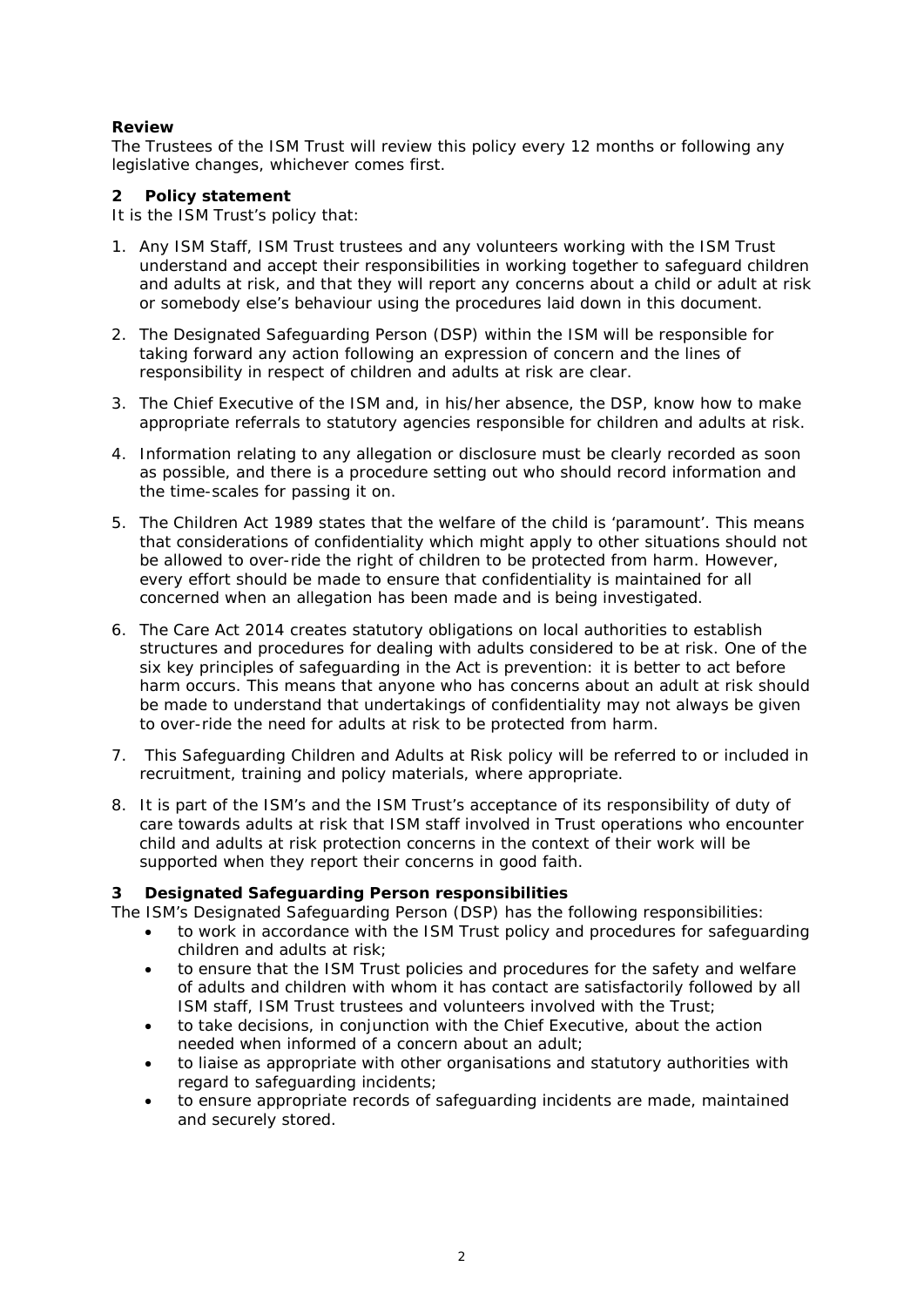**Review**

The Trustees of the ISM Trust will review this policy every 12 months or following any legislative changes, whichever comes first.

## 2 Policy statement

It is the ISM Trust's policy that:

1. Any ISM Staff, ISM Trust trustees and any volunteers working with the ISM Trust understand and accept their responsibilities in working together to safeguard children and adults at risk, and that they will report any concerns about a child or adult at risk or somebody else's behaviour using the procedures laid down in this document.

2. The Designated Safeguarding Person (DSP) within the ISM will be responsible for taking forward any action following an expression of concern and the lines of responsibility in respect of children and adults at risk are clear.

3. The Chief Executive of the ISM and, in his/her absence, the DSP, know how to make appropriate referrals to statutory agencies responsible for children and adults at risk.

4. Information relating to any allegation or disclosure must be clearly recorded as soon as possible, and there is a procedure setting out who should record information and the time-scales for passing it on.

5. The Children Act 1989 states that the welfare of the child is 'paramount'. This means that considerations of confidentiality which might apply to other situations should not be allowed to over-ride the right of children to be protected from harm. However, every effort should be made to ensure that confidentiality is maintained for all concerned when an allegation has been made and is being investigated.

6. The Care Act 2014 creates statutory obligations on local authorities to establish structures and procedures for dealing with adults considered to be at risk. One of the six key principles of safeguarding in the Act is prevention: it is better to act before harm occurs. This means that anyone who has concerns about an adult at risk should be made to understand that undertakings of confidentiality may not always be given to over-ride the need for adults at risk to be protected from harm.

7. This Safeguarding Children and Adults at Risk policy will be referred to or included in recruitment, training and policy materials, where appropriate.

8. It is part of the ISM's and the ISM Trust's acceptance of its responsibility of duty of care towards adults at risk that ISM staff involved in Trust operations who encounter child and adults at risk protection concerns in the context of their work will be supported when they report their concerns in good faith.

## 3 Designated Safeguarding Person responsibilities

The ISM's Designated Safeguarding Person (DSP) has the following responsibilities:

- to work in accordance with the ISM Trust policy and procedures for safeguarding children and adults at risk;
- to ensure that the ISM Trust policies and procedures for the safety and welfare of adults and children with whom it has contact are satisfactorily followed by all ISM staff, ISM Trust trustees and volunteers involved with the Trust;
- to take decisions, in conjunction with the Chief Executive, about the action needed when informed of a concern about an adult;
- to liaise as appropriate with other organisations and statutory authorities with regard to safeguarding incidents;
- to ensure appropriate records of safeguarding incidents are made, maintained and securely stored.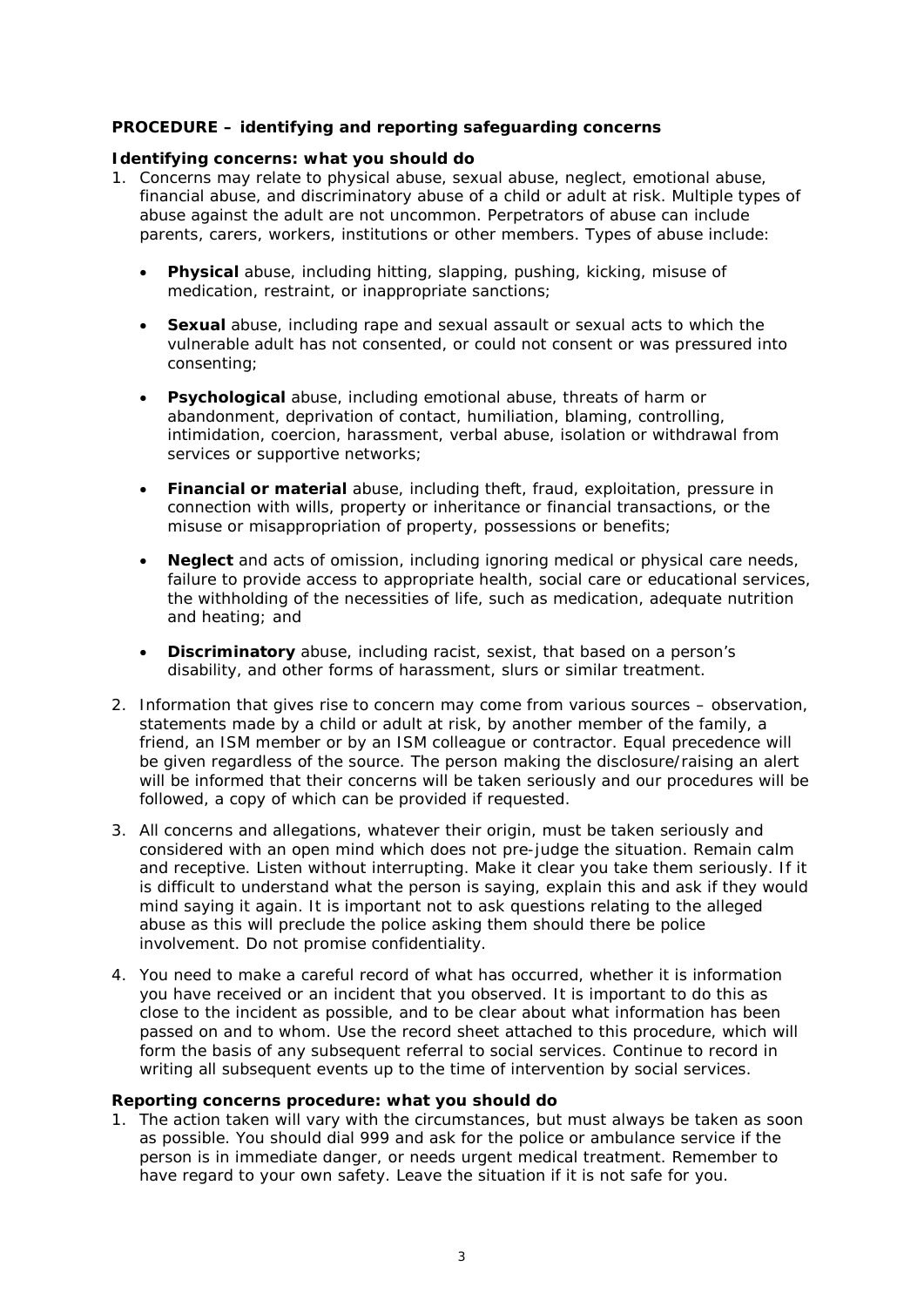**PROCEDURE – identifying and reporting safeguarding concerns**

**Identifying concerns: what you should do**

1. Concerns may relate to physical abuse, sexual abuse, neglect, emotional abuse, financial abuse, and discriminatory abuse of a child or adult at risk. Multiple types of abuse against the adult are not uncommon. Perpetrators of abuse can include parents, carers, workers, institutions or other members. Types of abuse include:

    - **Physical** abuse, including hitting, slapping, pushing, kicking, misuse of medication, restraint, or inappropriate sanctions;
    - **Sexual** abuse, including rape and sexual assault or sexual acts to which the vulnerable adult has not consented, or could not consent or was pressured into consenting;
    - **Psychological** abuse, including emotional abuse, threats of harm or abandonment, deprivation of contact, humiliation, blaming, controlling, intimidation, coercion, harassment, verbal abuse, isolation or withdrawal from services or supportive networks;
    - **Financial or material** abuse, including theft, fraud, exploitation, pressure in connection with wills, property or inheritance or financial transactions, or the misuse or misappropriation of property, possessions or benefits;
    - **Neglect** and acts of omission, including ignoring medical or physical care needs, failure to provide access to appropriate health, social care or educational services, the withholding of the necessities of life, such as medication, adequate nutrition and heating; and
    - **Discriminatory** abuse, including racist, sexist, that based on a person's disability, and other forms of harassment, slurs or similar treatment.

2. Information that gives rise to concern may come from various sources – observation, statements made by a child or adult at risk, by another member of the family, a friend, an ISM member or by an ISM colleague or contractor. Equal precedence will be given regardless of the source. The person making the disclosure/raising an alert will be informed that their concerns will be taken seriously and our procedures will be followed, a copy of which can be provided if requested.

3. All concerns and allegations, whatever their origin, must be taken seriously and considered with an open mind which does not pre-judge the situation. Remain calm and receptive. Listen without interrupting. Make it clear you take them seriously. If it is difficult to understand what the person is saying, explain this and ask if they would mind saying it again. It is important not to ask questions relating to the alleged abuse as this will preclude the police asking them should there be police involvement. Do not promise confidentiality.

4. You need to make a careful record of what has occurred, whether it is information you have received or an incident that you observed. It is important to do this as close to the incident as possible, and to be clear about what information has been passed on and to whom. Use the record sheet attached to this procedure, which will form the basis of any subsequent referral to social services. Continue to record in writing all subsequent events up to the time of intervention by social services.

**Reporting concerns procedure: what you should do**

1. The action taken will vary with the circumstances, but must always be taken as soon as possible. You should dial 999 and ask for the police or ambulance service if the person is in immediate danger, or needs urgent medical treatment. Remember to have regard to your own safety. Leave the situation if it is not safe for you.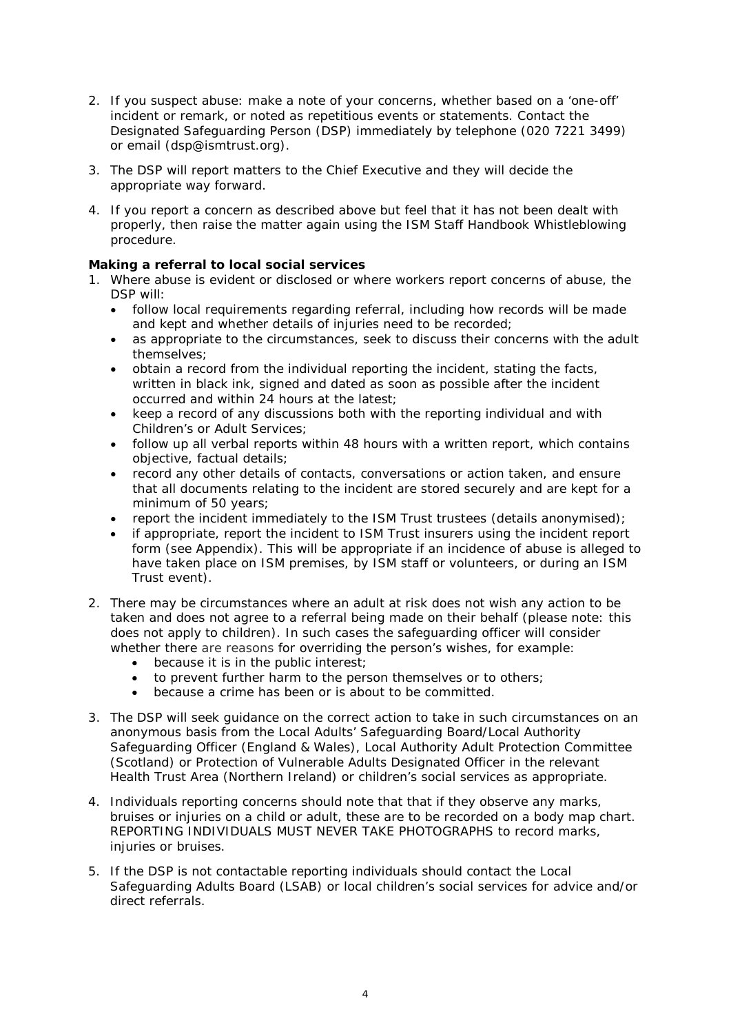2. If you suspect abuse: make a note of your concerns, whether based on a 'one-off' incident or remark, or noted as repetitious events or statements. Contact the Designated Safeguarding Person (DSP) immediately by telephone (020 7221 3499) or email (dsp@ismtrust.org).

3. The DSP will report matters to the Chief Executive and they will decide the appropriate way forward.

4. If you report a concern as described above but feel that it has not been dealt with properly, then raise the matter again using the ISM Staff Handbook Whistleblowing procedure.

**Making a referral to local social services**

1. Where abuse is evident or disclosed or where workers report concerns of abuse, the DSP will:
   - follow local requirements regarding referral, including how records will be made and kept and whether details of injuries need to be recorded;
   - as appropriate to the circumstances, seek to discuss their concerns with the adult themselves;
   - obtain a record from the individual reporting the incident, stating the facts, written in black ink, signed and dated as soon as possible after the incident occurred and within 24 hours at the latest;
   - keep a record of any discussions both with the reporting individual and with Children's or Adult Services;
   - follow up all verbal reports within 48 hours with a written report, which contains objective, factual details;
   - record any other details of contacts, conversations or action taken, and ensure that all documents relating to the incident are stored securely and are kept for a minimum of 50 years;
   - report the incident immediately to the ISM Trust trustees (details anonymised);
   - if appropriate, report the incident to ISM Trust insurers using the incident report form (see Appendix). This will be appropriate if an incidence of abuse is alleged to have taken place on ISM premises, by ISM staff or volunteers, or during an ISM Trust event).

2. There may be circumstances where an adult at risk does not wish any action to be taken and does not agree to a referral being made on their behalf (please note: this does not apply to children). In such cases the safeguarding officer will consider whether there are reasons for overriding the person's wishes, for example:
   - because it is in the public interest;
   - to prevent further harm to the person themselves or to others;
   - because a crime has been or is about to be committed.

3. The DSP will seek guidance on the correct action to take in such circumstances on an anonymous basis from the Local Adults' Safeguarding Board/Local Authority Safeguarding Officer (England & Wales), Local Authority Adult Protection Committee (Scotland) or Protection of Vulnerable Adults Designated Officer in the relevant Health Trust Area (Northern Ireland) or children's social services as appropriate.

4. Individuals reporting concerns should note that that if they observe any marks, bruises or injuries on a child or adult, these are to be recorded on a body map chart. REPORTING INDIVIDUALS MUST NEVER TAKE PHOTOGRAPHS to record marks, injuries or bruises.

5. If the DSP is not contactable reporting individuals should contact the Local Safeguarding Adults Board (LSAB) or local children's social services for advice and/or direct referrals.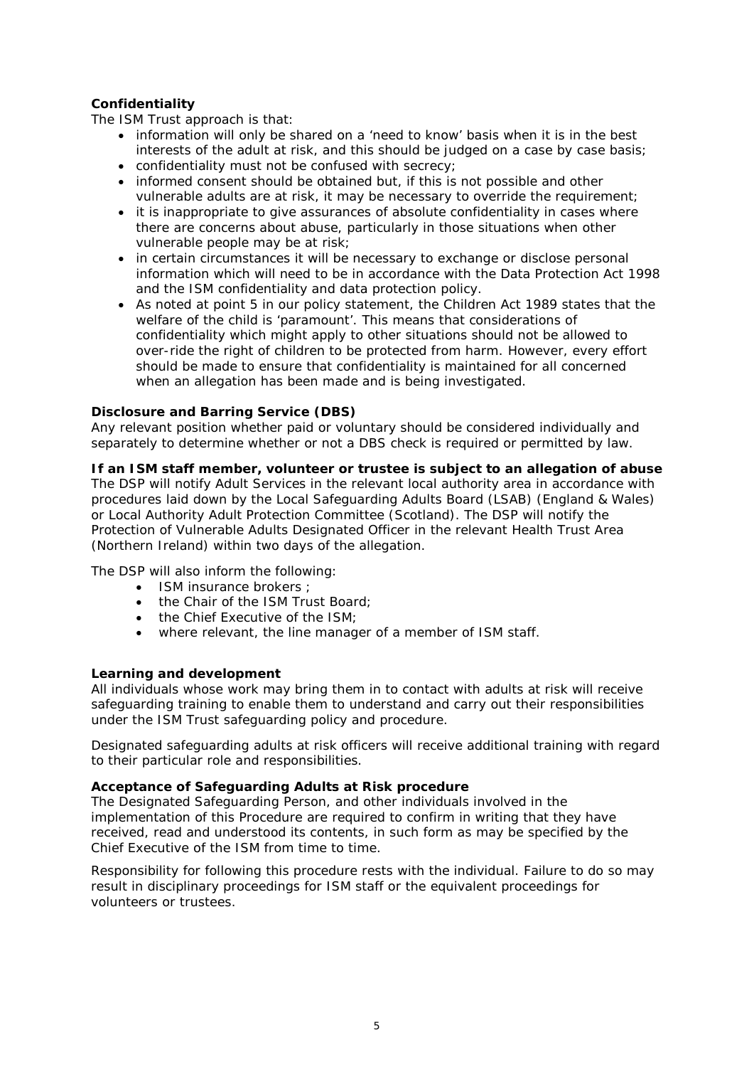**Confidentiality**

The ISM Trust approach is that:

- information will only be shared on a 'need to know' basis when it is in the best interests of the adult at risk, and this should be judged on a case by case basis;
- confidentiality must not be confused with secrecy;
- informed consent should be obtained but, if this is not possible and other vulnerable adults are at risk, it may be necessary to override the requirement;
- it is inappropriate to give assurances of absolute confidentiality in cases where there are concerns about abuse, particularly in those situations when other vulnerable people may be at risk;
- in certain circumstances it will be necessary to exchange or disclose personal information which will need to be in accordance with the Data Protection Act 1998 and the ISM confidentiality and data protection policy.
- As noted at point 5 in our policy statement, the Children Act 1989 states that the welfare of the child is 'paramount'. This means that considerations of confidentiality which might apply to other situations should not be allowed to over-ride the right of children to be protected from harm. However, every effort should be made to ensure that confidentiality is maintained for all concerned when an allegation has been made and is being investigated.

**Disclosure and Barring Service (DBS)**

Any relevant position whether paid or voluntary should be considered individually and separately to determine whether or not a DBS check is required or permitted by law.

**If an ISM staff member, volunteer or trustee is subject to an allegation of abuse**

The DSP will notify Adult Services in the relevant local authority area in accordance with procedures laid down by the Local Safeguarding Adults Board (LSAB) (England & Wales) or Local Authority Adult Protection Committee (Scotland). The DSP will notify the Protection of Vulnerable Adults Designated Officer in the relevant Health Trust Area (Northern Ireland) within two days of the allegation.

The DSP will also inform the following:

- ISM insurance brokers ;
- the Chair of the ISM Trust Board;
- the Chief Executive of the ISM;
- where relevant, the line manager of a member of ISM staff.

**Learning and development**

All individuals whose work may bring them in to contact with adults at risk will receive safeguarding training to enable them to understand and carry out their responsibilities under the ISM Trust safeguarding policy and procedure.

Designated safeguarding adults at risk officers will receive additional training with regard to their particular role and responsibilities.

**Acceptance of Safeguarding Adults at Risk procedure**

The Designated Safeguarding Person, and other individuals involved in the implementation of this Procedure are required to confirm in writing that they have received, read and understood its contents, in such form as may be specified by the Chief Executive of the ISM from time to time.

Responsibility for following this procedure rests with the individual. Failure to do so may result in disciplinary proceedings for ISM staff or the equivalent proceedings for volunteers or trustees.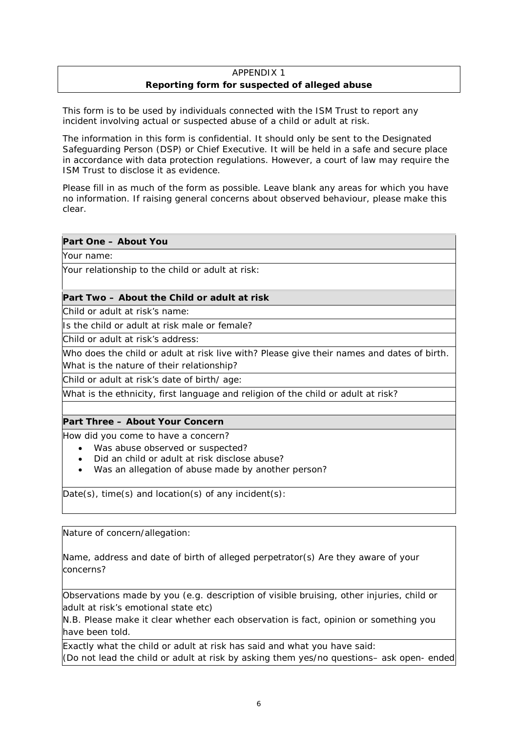APPENDIX 1

**Reporting form for suspected of alleged abuse**

This form is to be used by individuals connected with the ISM Trust to report any incident involving actual or suspected abuse of a child or adult at risk.

The information in this form is confidential. It should only be sent to the Designated Safeguarding Person (DSP) or Chief Executive. It will be held in a safe and secure place in accordance with data protection regulations. However, a court of law may require the ISM Trust to disclose it as evidence.

Please fill in as much of the form as possible. Leave blank any areas for which you have no information. If raising general concerns about observed behaviour, please make this clear.

| **Part One – About You** |
|---|
| Your name: |
| Your relationship to the child or adult at risk: |
| **Part Two – About the Child or adult at risk** |
| Child or adult at risk's name: |
| Is the child or adult at risk male or female? |
| Child or adult at risk's address: |
| Who does the child or adult at risk live with? Please give their names and dates of birth. What is the nature of their relationship? |
| Child or adult at risk's date of birth/ age: |
| What is the ethnicity, first language and religion of the child or adult at risk? |
| |
| **Part Three – About Your Concern** |
| How did you come to have a concern?<br>• Was abuse observed or suspected?<br>• Did an child or adult at risk disclose abuse?<br>• Was an allegation of abuse made by another person? |
| Date(s), time(s) and location(s) of any incident(s): |

| Nature of concern/allegation:<br><br>Name, address and date of birth of alleged perpetrator(s) Are they aware of your concerns? |
|---|
| Observations made by you (e.g. description of visible bruising, other injuries, child or adult at risk's emotional state etc)<br>N.B. Please make it clear whether each observation is fact, opinion or something you have been told. |
| Exactly what the child or adult at risk has said and what you have said:<br>(Do not lead the child or adult at risk by asking them yes/no questions– ask open- ended |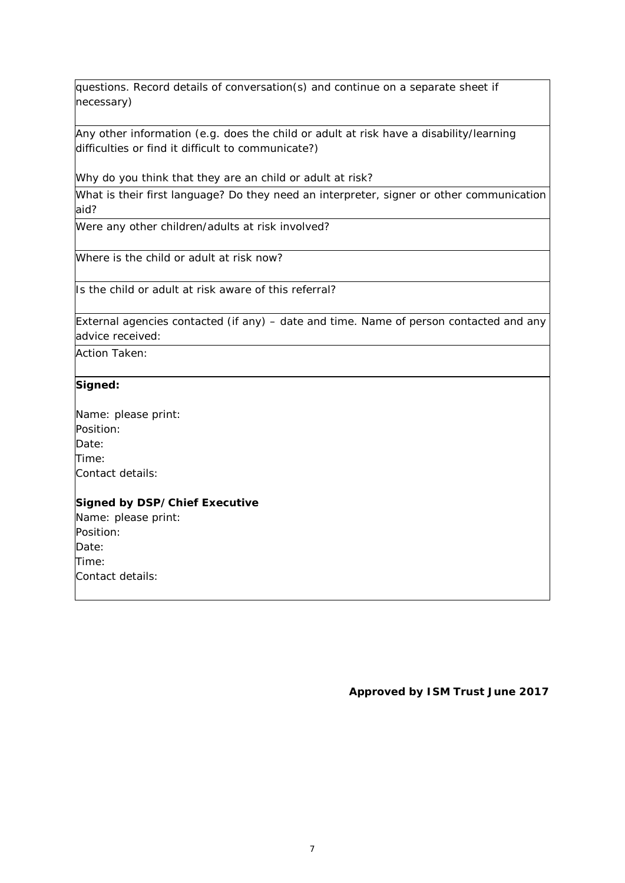| |
|---|
| questions. Record details of conversation(s) and continue on a separate sheet if necessary) |
| Any other information (e.g. does the child or adult at risk have a disability/learning difficulties or find it difficult to communicate?)<br><br>Why do you think that they are an child or adult at risk? |
| What is their first language? Do they need an interpreter, signer or other communication aid? |
| Were any other children/adults at risk involved? |
| Where is the child or adult at risk now? |
| Is the child or adult at risk aware of this referral? |
| External agencies contacted (if any) – date and time. Name of person contacted and any advice received: |
| Action Taken: |
| **Signed:**<br><br>Name: please print:<br>Position:<br>Date:<br>Time:<br>Contact details:<br><br>**Signed by DSP/Chief Executive**<br>Name: please print:<br>Position:<br>Date:<br>Time:<br>Contact details: |

**Approved by ISM Trust June 2017**